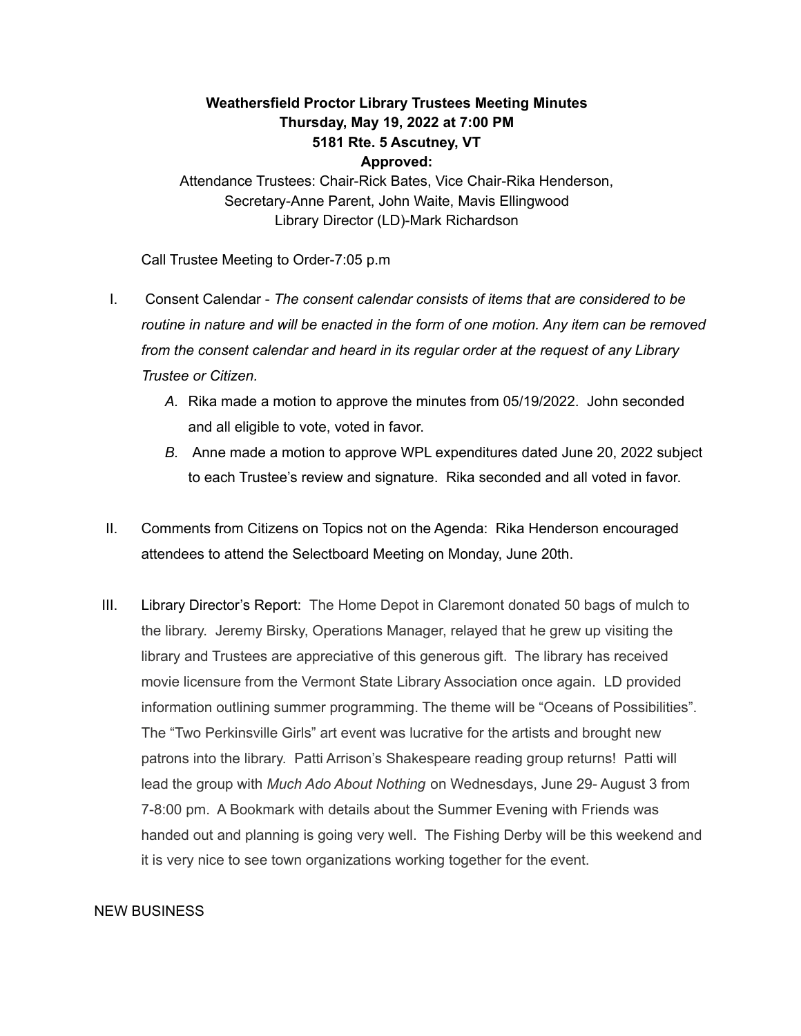**Weathersfield Proctor Library Trustees Meeting Minutes**
**Thursday, May 19, 2022 at 7:00 PM**
**5181 Rte. 5 Ascutney, VT**
**Approved:**

Attendance Trustees: Chair-Rick Bates, Vice Chair-Rika Henderson, Secretary-Anne Parent, John Waite, Mavis Ellingwood
Library Director (LD)-Mark Richardson

Call Trustee Meeting to Order-7:05 p.m

I. Consent Calendar - *The consent calendar consists of items that are considered to be routine in nature and will be enacted in the form of one motion. Any item can be removed from the consent calendar and heard in its regular order at the request of any Library Trustee or Citizen.*

   *A.* Rika made a motion to approve the minutes from 05/19/2022. John seconded and all eligible to vote, voted in favor.

   *B.* Anne made a motion to approve WPL expenditures dated June 20, 2022 subject to each Trustee's review and signature. Rika seconded and all voted in favor.

II. Comments from Citizens on Topics not on the Agenda: Rika Henderson encouraged attendees to attend the Selectboard Meeting on Monday, June 20th.

III. Library Director's Report: The Home Depot in Claremont donated 50 bags of mulch to the library. Jeremy Birsky, Operations Manager, relayed that he grew up visiting the library and Trustees are appreciative of this generous gift. The library has received movie licensure from the Vermont State Library Association once again. LD provided information outlining summer programming. The theme will be "Oceans of Possibilities". The "Two Perkinsville Girls" art event was lucrative for the artists and brought new patrons into the library. Patti Arrison's Shakespeare reading group returns! Patti will lead the group with *Much Ado About Nothing* on Wednesdays, June 29- August 3 from 7-8:00 pm. A Bookmark with details about the Summer Evening with Friends was handed out and planning is going very well. The Fishing Derby will be this weekend and it is very nice to see town organizations working together for the event.

NEW BUSINESS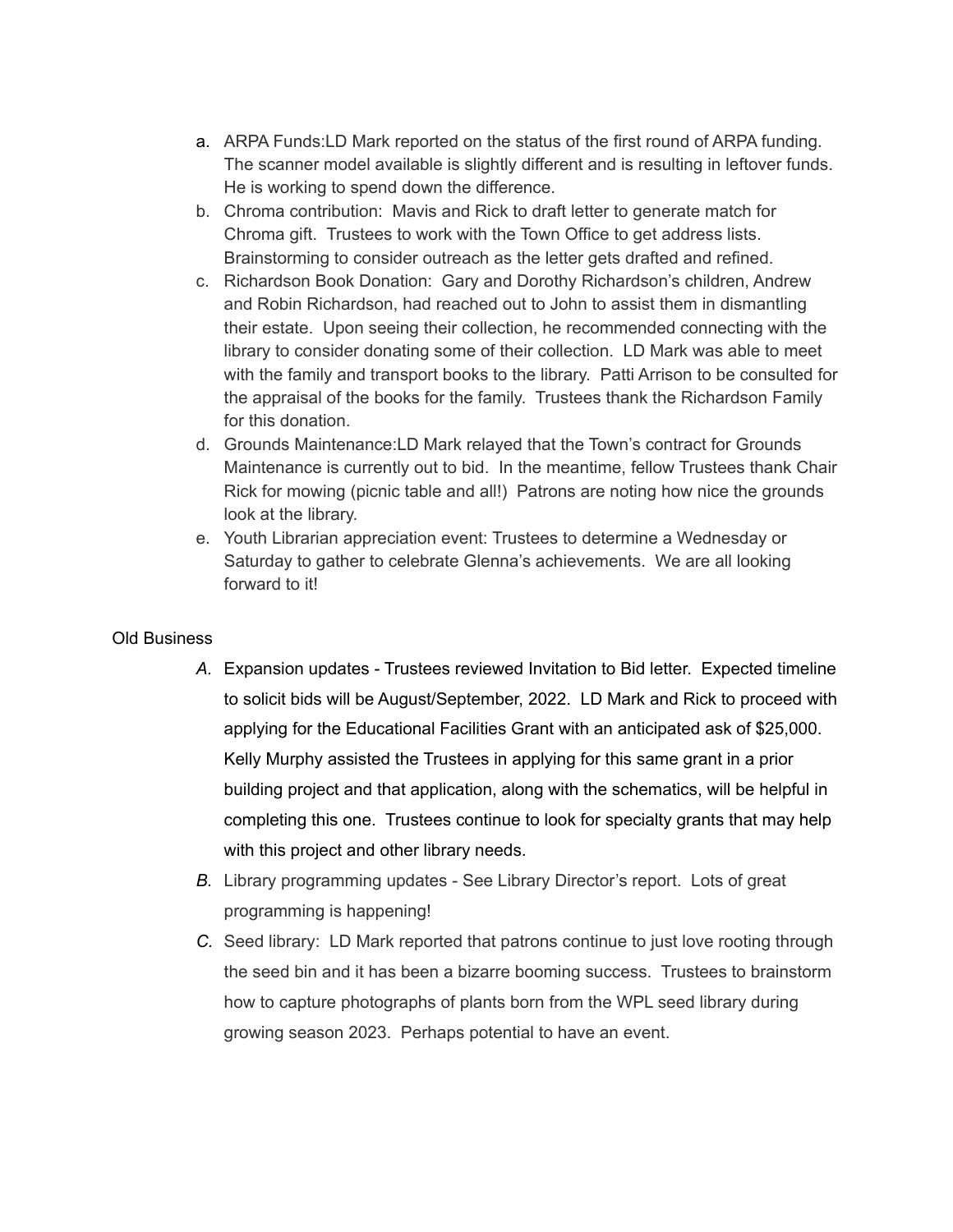a. ARPA Funds:LD Mark reported on the status of the first round of ARPA funding. The scanner model available is slightly different and is resulting in leftover funds. He is working to spend down the difference.
b. Chroma contribution: Mavis and Rick to draft letter to generate match for Chroma gift. Trustees to work with the Town Office to get address lists. Brainstorming to consider outreach as the letter gets drafted and refined.
c. Richardson Book Donation: Gary and Dorothy Richardson's children, Andrew and Robin Richardson, had reached out to John to assist them in dismantling their estate. Upon seeing their collection, he recommended connecting with the library to consider donating some of their collection. LD Mark was able to meet with the family and transport books to the library. Patti Arrison to be consulted for the appraisal of the books for the family. Trustees thank the Richardson Family for this donation.
d. Grounds Maintenance:LD Mark relayed that the Town's contract for Grounds Maintenance is currently out to bid. In the meantime, fellow Trustees thank Chair Rick for mowing (picnic table and all!) Patrons are noting how nice the grounds look at the library.
e. Youth Librarian appreciation event: Trustees to determine a Wednesday or Saturday to gather to celebrate Glenna's achievements. We are all looking forward to it!

Old Business

*A.* Expansion updates - Trustees reviewed Invitation to Bid letter. Expected timeline to solicit bids will be August/September, 2022. LD Mark and Rick to proceed with applying for the Educational Facilities Grant with an anticipated ask of $25,000. Kelly Murphy assisted the Trustees in applying for this same grant in a prior building project and that application, along with the schematics, will be helpful in completing this one. Trustees continue to look for specialty grants that may help with this project and other library needs.

*B.* Library programming updates - See Library Director's report. Lots of great programming is happening!

*C.* Seed library: LD Mark reported that patrons continue to just love rooting through the seed bin and it has been a bizarre booming success. Trustees to brainstorm how to capture photographs of plants born from the WPL seed library during growing season 2023. Perhaps potential to have an event.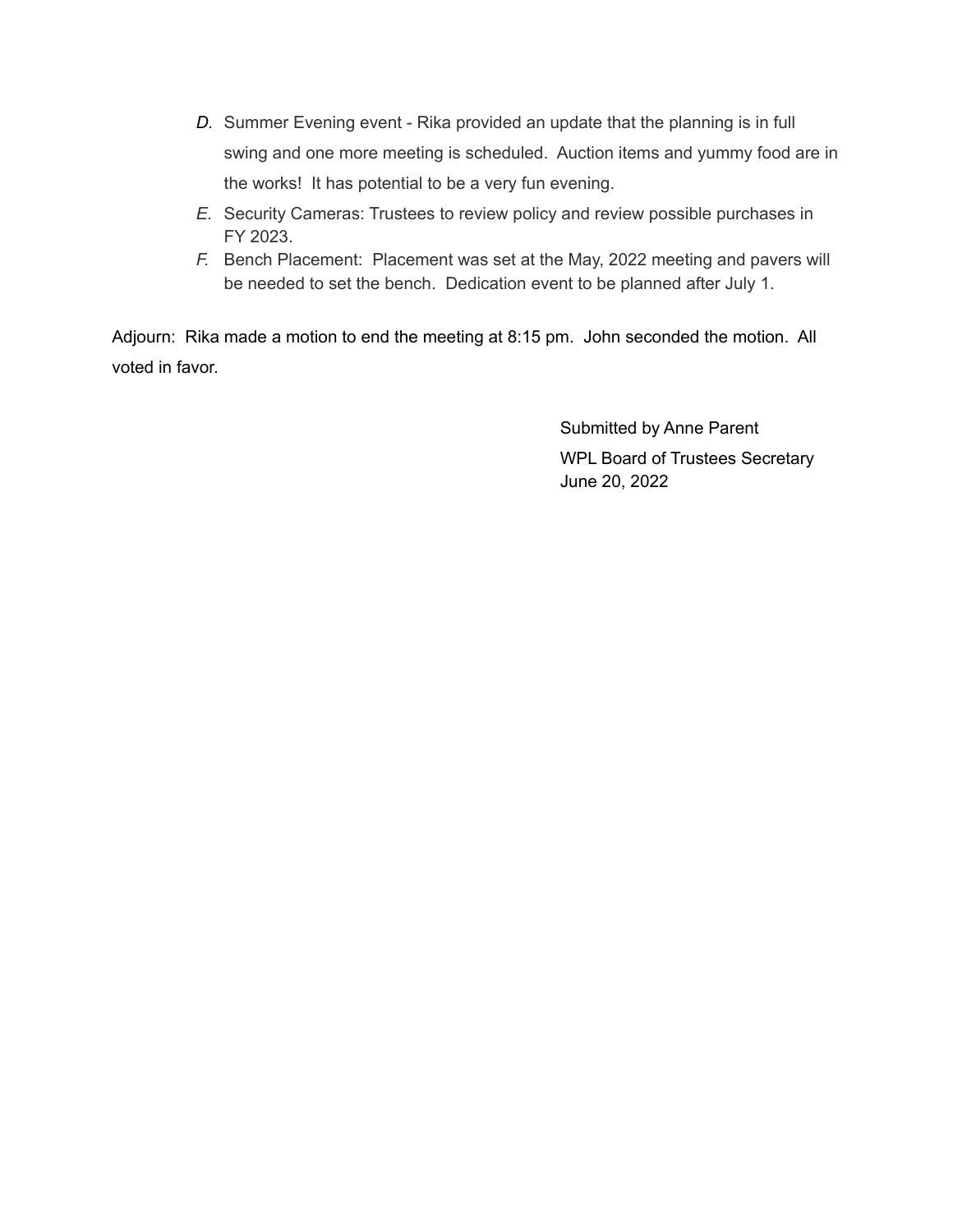*D.* Summer Evening event - Rika provided an update that the planning is in full swing and one more meeting is scheduled. Auction items and yummy food are in the works! It has potential to be a very fun evening.

*E.* Security Cameras: Trustees to review policy and review possible purchases in FY 2023.

*F.* Bench Placement: Placement was set at the May, 2022 meeting and pavers will be needed to set the bench. Dedication event to be planned after July 1.

Adjourn: Rika made a motion to end the meeting at 8:15 pm. John seconded the motion. All voted in favor.

Submitted by Anne Parent

WPL Board of Trustees Secretary

June 20, 2022